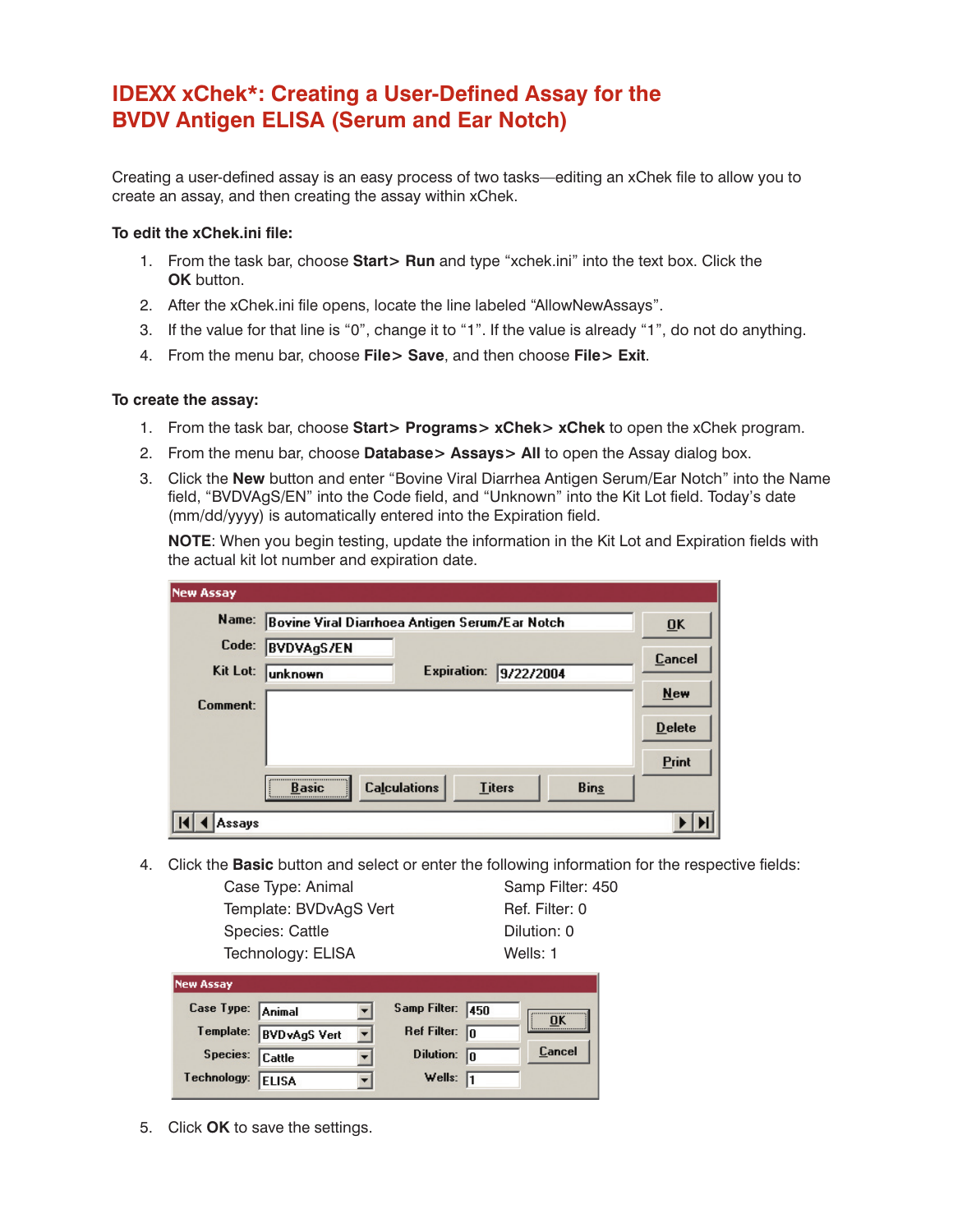# IDEXX xChek*: Creating a User-Defined Assay for the BVDV Antigen ELISA (Serum and Ear Notch)

Creating a user-defined assay is an easy process of two tasks—editing an xChek file to allow you to create an assay, and then creating the assay within xChek.

**To edit the xChek.ini file:**

1. From the task bar, choose **Start> Run** and type "xchek.ini" into the text box. Click the **OK** button.
2. After the xChek.ini file opens, locate the line labeled "AllowNewAssays".
3. If the value for that line is "0", change it to "1". If the value is already "1", do not do anything.
4. From the menu bar, choose **File> Save**, and then choose **File> Exit**.

**To create the assay:**

1. From the task bar, choose **Start> Programs> xChek> xChek** to open the xChek program.
2. From the menu bar, choose **Database> Assays> All** to open the Assay dialog box.
3. Click the **New** button and enter "Bovine Viral Diarrhea Antigen Serum/Ear Notch" into the Name field, "BVDVAgS/EN" into the Code field, and "Unknown" into the Kit Lot field. Today's date (mm/dd/yyyy) is automatically entered into the Expiration field.

   **NOTE**: When you begin testing, update the information in the Kit Lot and Expiration fields with the actual kit lot number and expiration date.

   New Assay

   | | |
   |---|---|
   | Name: | Bovine Viral Diarrhoea Antigen Serum/Ear Notch |
   | Code: | BVDVAgS/EN |
   | Kit Lot: | unknown |
   | Expiration: | 9/22/2004 |
   | Comment: | |

   Buttons: OK, Cancel, New, Delete, Print, Basic, Calculations, Titers, Bins — Assays

4. Click the **Basic** button and select or enter the following information for the respective fields:

   | | |
   |---|---|
   | Case Type: Animal | Samp Filter: 450 |
   | Template: BVDvAgS Vert | Ref. Filter: 0 |
   | Species: Cattle | Dilution: 0 |
   | Technology: ELISA | Wells: 1 |

   New Assay

   | | | | |
   |---|---|---|---|
   | Case Type: | Animal | Samp Filter: | 450 |
   | Template: | BVDvAgS Vert | Ref Filter: | 0 |
   | Species: | Cattle | Dilution: | 0 |
   | Technology: | ELISA | Wells: | 1 |

   Buttons: OK, Cancel

5. Click **OK** to save the settings.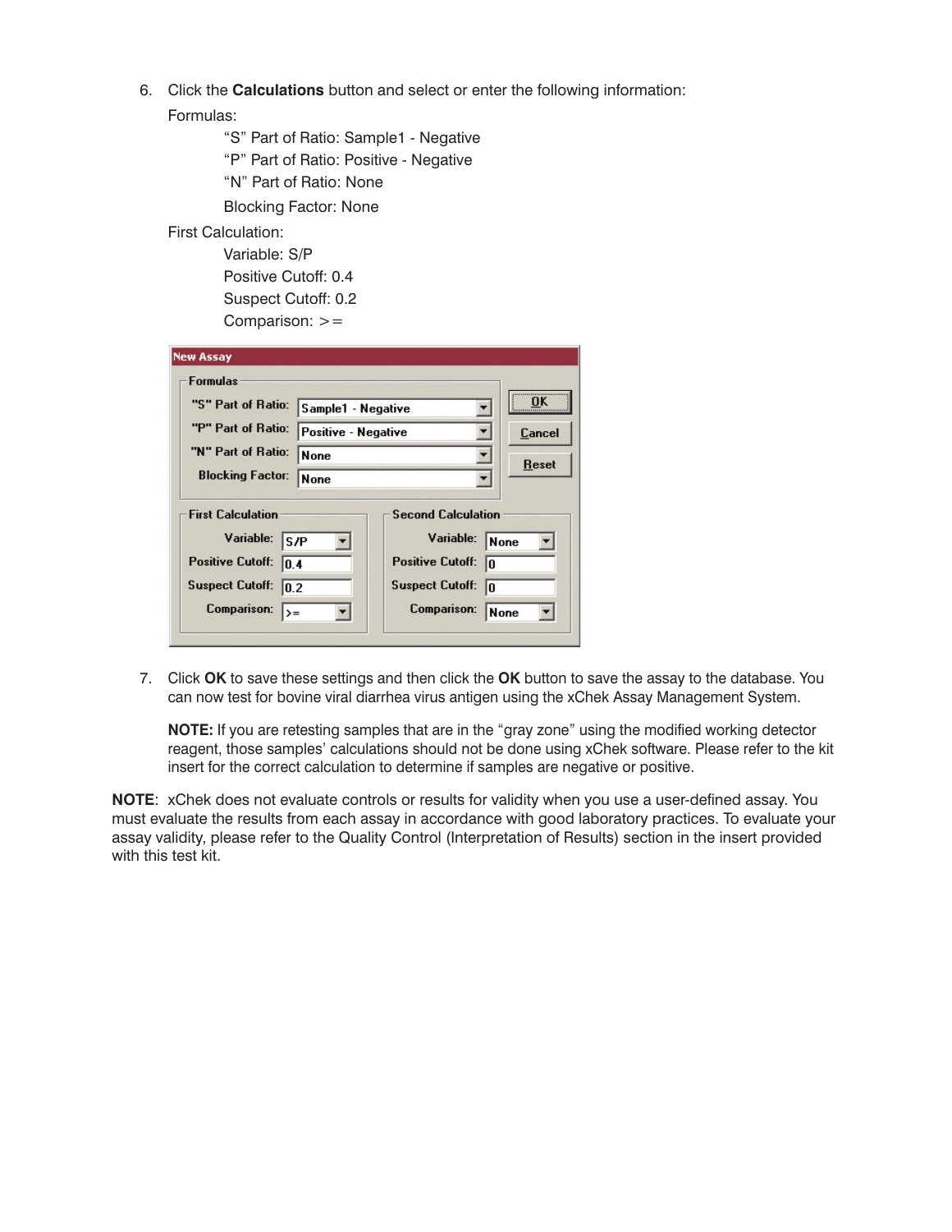6. Click the **Calculations** button and select or enter the following information:

   Formulas:

   > "S" Part of Ratio: Sample1 - Negative
   > "P" Part of Ratio: Positive - Negative
   > "N" Part of Ratio: None
   > Blocking Factor: None

   First Calculation:

   > Variable: S/P
   > Positive Cutoff: 0.4
   > Suspect Cutoff: 0.2
   > Comparison: >=

7. Click **OK** to save these settings and then click the **OK** button to save the assay to the database. You can now test for bovine viral diarrhea virus antigen using the xChek Assay Management System.

   **NOTE:** If you are retesting samples that are in the "gray zone" using the modified working detector reagent, those samples' calculations should not be done using xChek software. Please refer to the kit insert for the correct calculation to determine if samples are negative or positive.

**NOTE**: xChek does not evaluate controls or results for validity when you use a user-defined assay. You must evaluate the results from each assay in accordance with good laboratory practices. To evaluate your assay validity, please refer to the Quality Control (Interpretation of Results) section in the insert provided with this test kit.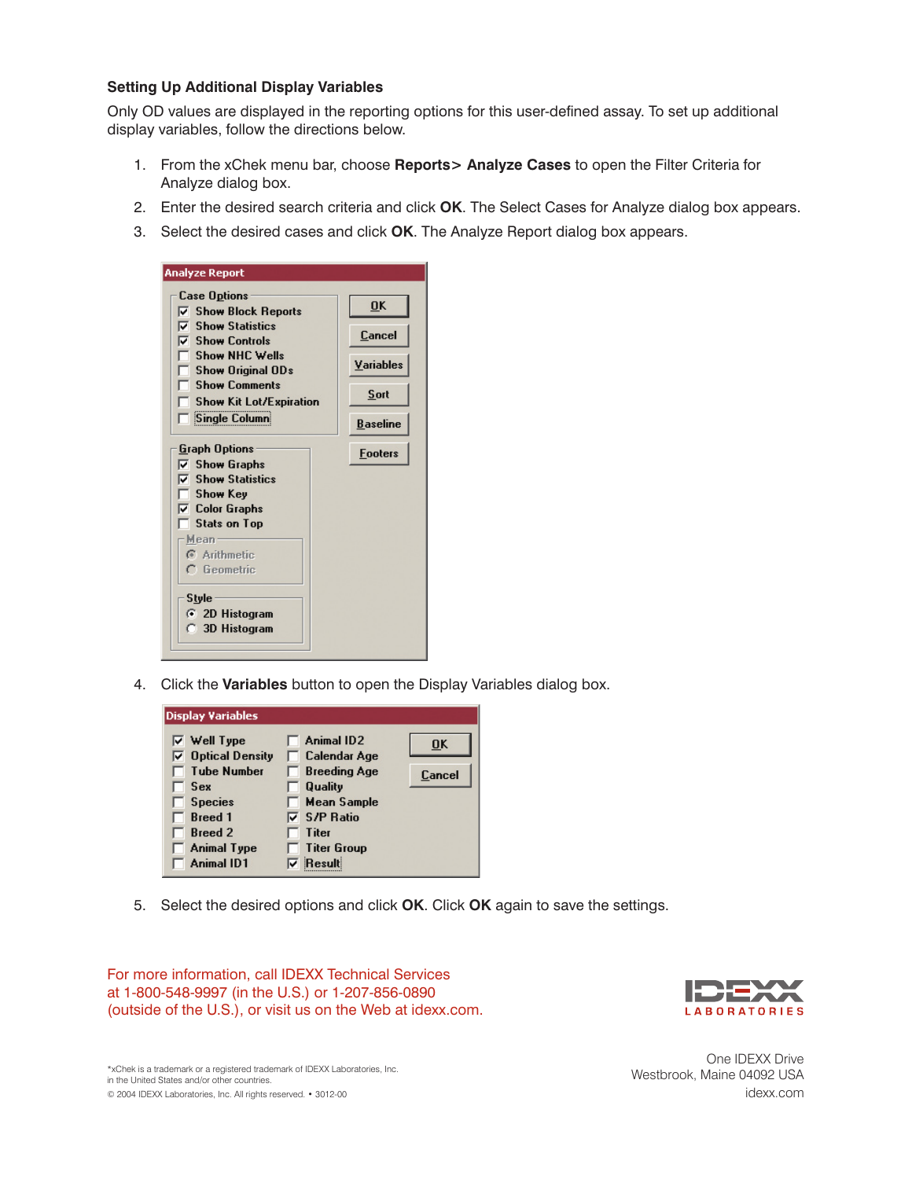### Setting Up Additional Display Variables

Only OD values are displayed in the reporting options for this user-defined assay. To set up additional display variables, follow the directions below.

1. From the xChek menu bar, choose **Reports> Analyze Cases** to open the Filter Criteria for Analyze dialog box.
2. Enter the desired search criteria and click **OK**. The Select Cases for Analyze dialog box appears.
3. Select the desired cases and click **OK**. The Analyze Report dialog box appears.

Analyze Report

Case Options
- [x] Show Block Reports
- [x] Show Statistics
- [x] Show Controls
- [ ] Show NHC Wells
- [ ] Show Original ODs
- [ ] Show Comments
- [ ] Show Kit Lot/Expiration
- [ ] Single Column

Graph Options
- [x] Show Graphs
- [x] Show Statistics
- [ ] Show Key
- [x] Color Graphs
- [ ] Stats on Top

Mean
- (•) Arithmetic
- ( ) Geometric

Style
- (•) 2D Histogram
- ( ) 3D Histogram

OK | Cancel | Variables | Sort | Baseline | Footers

4. Click the **Variables** button to open the Display Variables dialog box.

Display Variables

- [x] Well Type
- [x] Optical Density
- [ ] Tube Number
- [ ] Sex
- [ ] Species
- [ ] Breed 1
- [ ] Breed 2
- [ ] Animal Type
- [ ] Animal ID1
- [ ] Animal ID2
- [ ] Calendar Age
- [ ] Breeding Age
- [ ] Quality
- [ ] Mean Sample
- [x] S/P Ratio
- [ ] Titer
- [ ] Titer Group
- [x] Result

OK | Cancel

5. Select the desired options and click **OK**. Click **OK** again to save the settings.

For more information, call IDEXX Technical Services at 1-800-548-9997 (in the U.S.) or 1-207-856-0890 (outside of the U.S.), or visit us on the Web at idexx.com.

IDEXX LABORATORIES

One IDEXX Drive
Westbrook, Maine 04092 USA
idexx.com

*xChek is a trademark or a registered trademark of IDEXX Laboratories, Inc. in the United States and/or other countries.

© 2004 IDEXX Laboratories, Inc. All rights reserved. • 3012-00